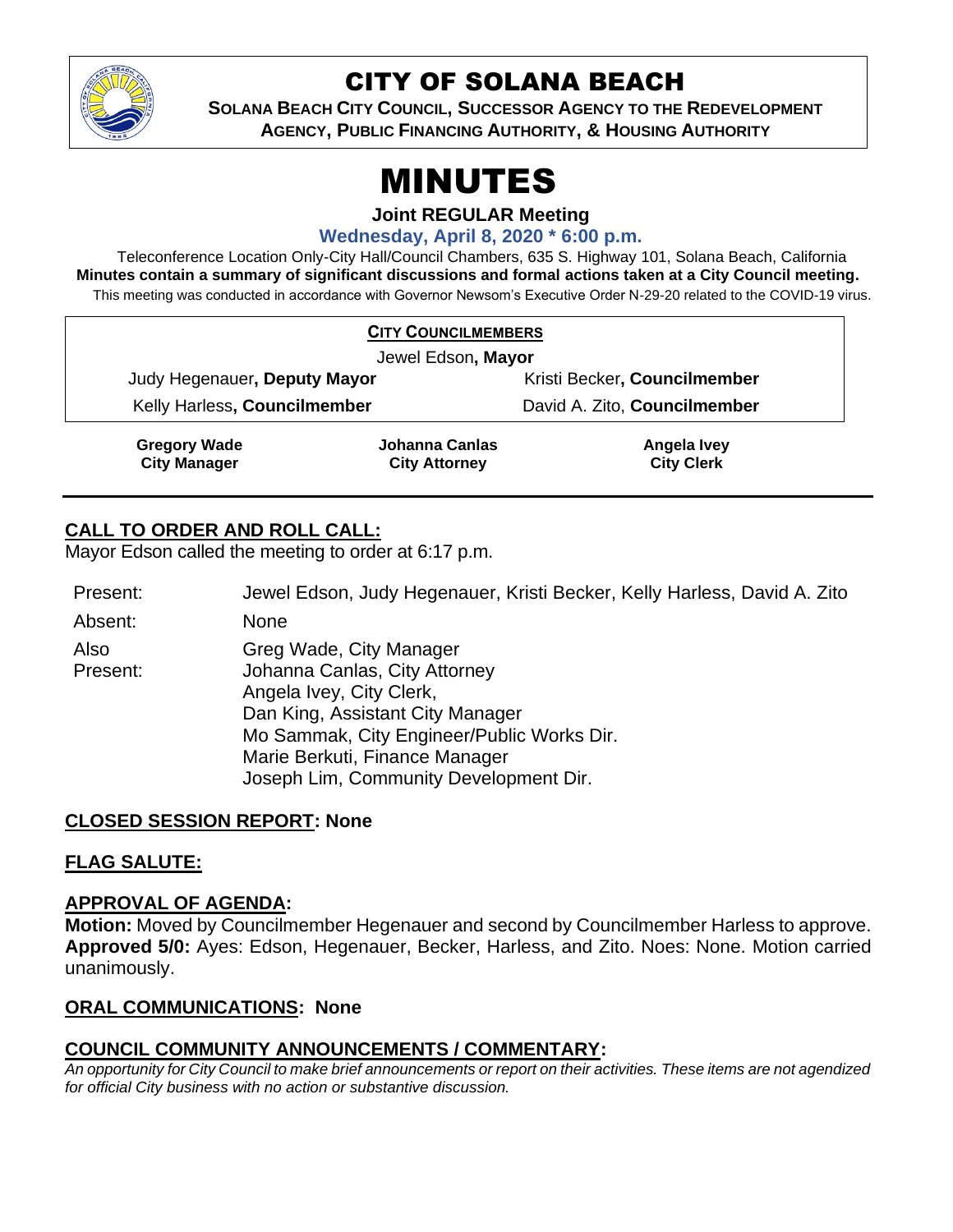# CITY OF SOLANA BEACH

**SOLANA BEACH CITY COUNCIL, SUCCESSOR AGENCY TO THE REDEVELOPMENT AGENCY, PUBLIC FINANCING AUTHORITY, & HOUSING AUTHORITY**

# MINUTES

**Joint REGULAR Meeting**

**Wednesday, April 8, 2020 * 6:00 p.m.**

Teleconference Location Only-City Hall/Council Chambers, 635 S. Highway 101, Solana Beach, California

**Minutes contain a summary of significant discussions and formal actions taken at a City Council meeting.**

This meeting was conducted in accordance with Governor Newsom's Executive Order N-29-20 related to the COVID-19 virus.

**CITY COUNCILMEMBERS**

Jewel Edson, **Mayor**

Judy Hegenauer**, Deputy Mayor** | Kristi Becker**, Councilmember**

Kelly Harless**, Councilmember** | David A. Zito, **Councilmember**

| **Gregory Wade** | **Johanna Canlas** | **Angela Ivey** |
|---|---|---|
| **City Manager** | **City Attorney** | **City Clerk** |

## CALL TO ORDER AND ROLL CALL:

Mayor Edson called the meeting to order at 6:17 p.m.

| | |
|---|---|
| Present: | Jewel Edson, Judy Hegenauer, Kristi Becker, Kelly Harless, David A. Zito |
| Absent: | None |
| Also Present: | Greg Wade, City Manager<br>Johanna Canlas, City Attorney<br>Angela Ivey, City Clerk,<br>Dan King, Assistant City Manager<br>Mo Sammak, City Engineer/Public Works Dir.<br>Marie Berkuti, Finance Manager<br>Joseph Lim, Community Development Dir. |

## CLOSED SESSION REPORT: None

## FLAG SALUTE:

## APPROVAL OF AGENDA:

**Motion:** Moved by Councilmember Hegenauer and second by Councilmember Harless to approve. **Approved 5/0:** Ayes: Edson, Hegenauer, Becker, Harless, and Zito. Noes: None. Motion carried unanimously.

## ORAL COMMUNICATIONS: None

## COUNCIL COMMUNITY ANNOUNCEMENTS / COMMENTARY:

*An opportunity for City Council to make brief announcements or report on their activities. These items are not agendized for official City business with no action or substantive discussion.*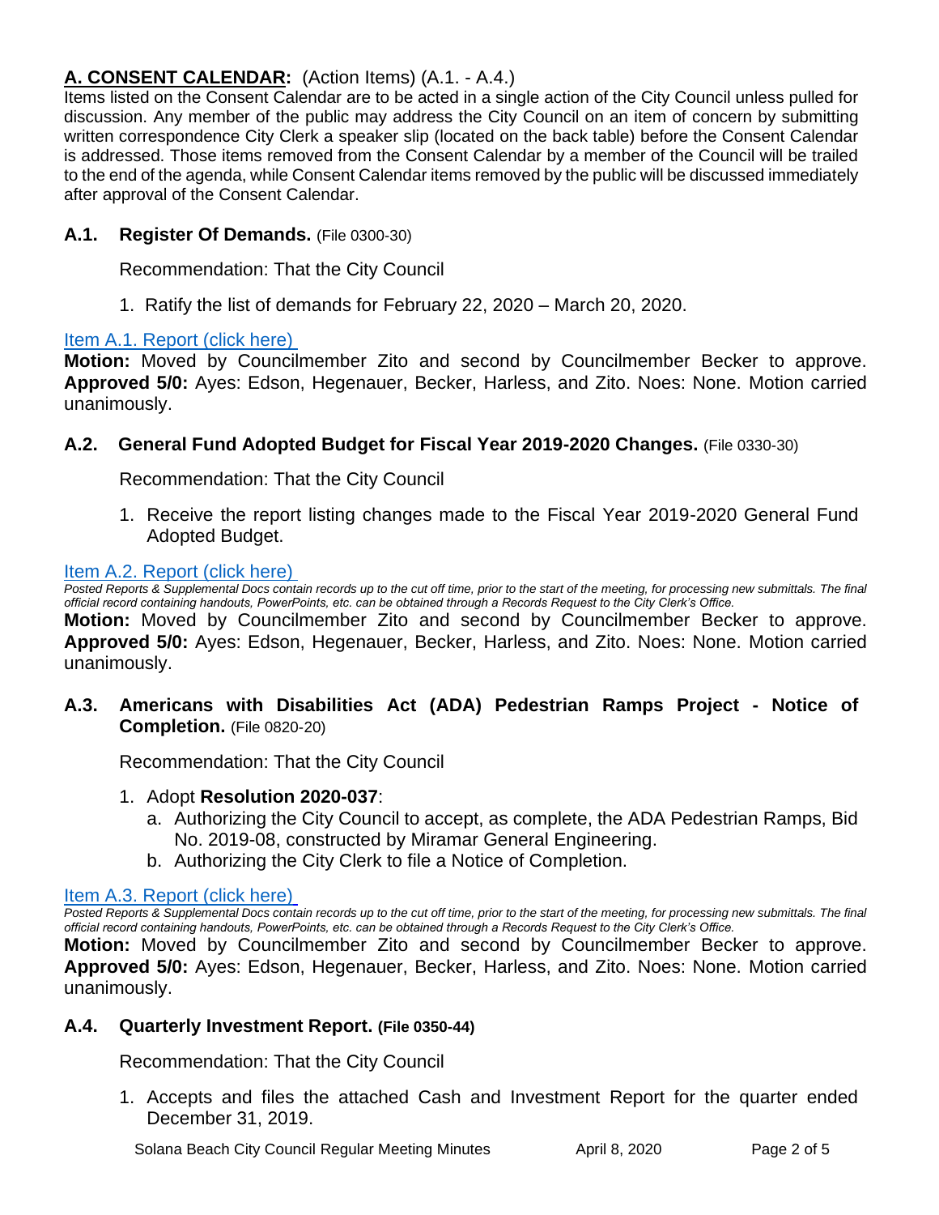## A. CONSENT CALENDAR: (Action Items) (A.1. - A.4.)

Items listed on the Consent Calendar are to be acted in a single action of the City Council unless pulled for discussion. Any member of the public may address the City Council on an item of concern by submitting written correspondence City Clerk a speaker slip (located on the back table) before the Consent Calendar is addressed. Those items removed from the Consent Calendar by a member of the Council will be trailed to the end of the agenda, while Consent Calendar items removed by the public will be discussed immediately after approval of the Consent Calendar.

### A.1. Register Of Demands. (File 0300-30)

Recommendation: That the City Council

1. Ratify the list of demands for February 22, 2020 – March 20, 2020.

Item A.1. Report (click here)

**Motion:** Moved by Councilmember Zito and second by Councilmember Becker to approve. **Approved 5/0:** Ayes: Edson, Hegenauer, Becker, Harless, and Zito. Noes: None. Motion carried unanimously.

### A.2. General Fund Adopted Budget for Fiscal Year 2019-2020 Changes. (File 0330-30)

Recommendation: That the City Council

1. Receive the report listing changes made to the Fiscal Year 2019-2020 General Fund Adopted Budget.

Item A.2. Report (click here)

*Posted Reports & Supplemental Docs contain records up to the cut off time, prior to the start of the meeting, for processing new submittals. The final official record containing handouts, PowerPoints, etc. can be obtained through a Records Request to the City Clerk's Office.*

**Motion:** Moved by Councilmember Zito and second by Councilmember Becker to approve. **Approved 5/0:** Ayes: Edson, Hegenauer, Becker, Harless, and Zito. Noes: None. Motion carried unanimously.

### A.3. Americans with Disabilities Act (ADA) Pedestrian Ramps Project - Notice of Completion. (File 0820-20)

Recommendation: That the City Council

1. Adopt **Resolution 2020-037**:
   a. Authorizing the City Council to accept, as complete, the ADA Pedestrian Ramps, Bid No. 2019-08, constructed by Miramar General Engineering.
   b. Authorizing the City Clerk to file a Notice of Completion.

Item A.3. Report (click here)

*Posted Reports & Supplemental Docs contain records up to the cut off time, prior to the start of the meeting, for processing new submittals. The final official record containing handouts, PowerPoints, etc. can be obtained through a Records Request to the City Clerk's Office.*

**Motion:** Moved by Councilmember Zito and second by Councilmember Becker to approve. **Approved 5/0:** Ayes: Edson, Hegenauer, Becker, Harless, and Zito. Noes: None. Motion carried unanimously.

### A.4. Quarterly Investment Report. (File 0350-44)

Recommendation: That the City Council

1. Accepts and files the attached Cash and Investment Report for the quarter ended December 31, 2019.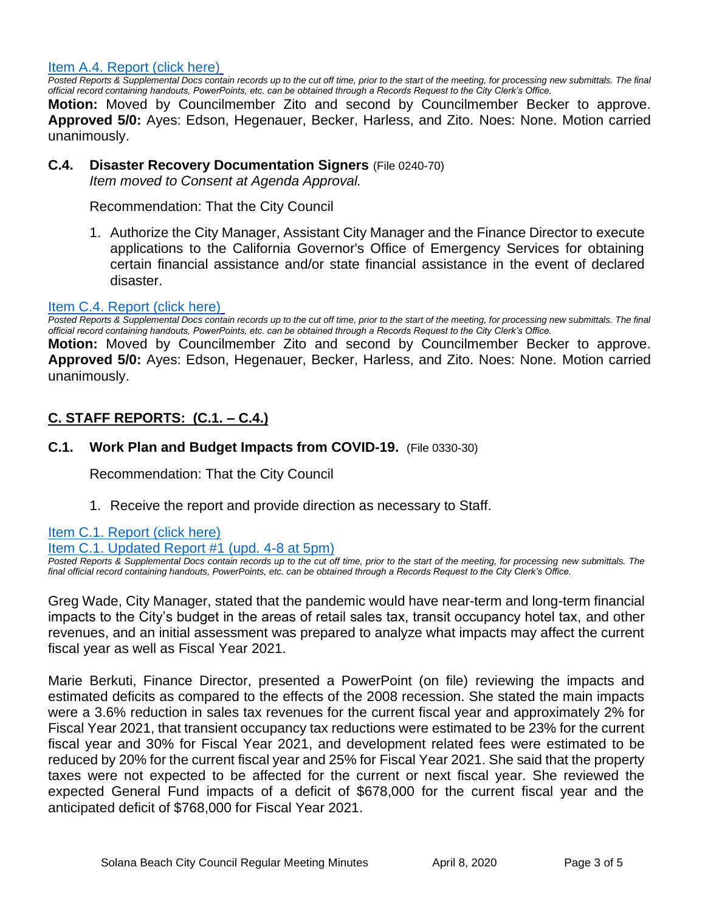[Item A.4. Report (click here)](#)

*Posted Reports & Supplemental Docs contain records up to the cut off time, prior to the start of the meeting, for processing new submittals. The final official record containing handouts, PowerPoints, etc. can be obtained through a Records Request to the City Clerk's Office.*

**Motion:** Moved by Councilmember Zito and second by Councilmember Becker to approve. **Approved 5/0:** Ayes: Edson, Hegenauer, Becker, Harless, and Zito. Noes: None. Motion carried unanimously.

**C.4. Disaster Recovery Documentation Signers** (File 0240-70)
*Item moved to Consent at Agenda Approval.*

Recommendation: That the City Council

1. Authorize the City Manager, Assistant City Manager and the Finance Director to execute applications to the California Governor's Office of Emergency Services for obtaining certain financial assistance and/or state financial assistance in the event of declared disaster.

[Item C.4. Report (click here)](#)

*Posted Reports & Supplemental Docs contain records up to the cut off time, prior to the start of the meeting, for processing new submittals. The final official record containing handouts, PowerPoints, etc. can be obtained through a Records Request to the City Clerk's Office.*

**Motion:** Moved by Councilmember Zito and second by Councilmember Becker to approve. **Approved 5/0:** Ayes: Edson, Hegenauer, Becker, Harless, and Zito. Noes: None. Motion carried unanimously.

## C. STAFF REPORTS: (C.1. – C.4.)

**C.1. Work Plan and Budget Impacts from COVID-19.** (File 0330-30)

Recommendation: That the City Council

1. Receive the report and provide direction as necessary to Staff.

[Item C.1. Report (click here)](#)
[Item C.1. Updated Report #1 (upd. 4-8 at 5pm)](#)

*Posted Reports & Supplemental Docs contain records up to the cut off time, prior to the start of the meeting, for processing new submittals. The final official record containing handouts, PowerPoints, etc. can be obtained through a Records Request to the City Clerk's Office.*

Greg Wade, City Manager, stated that the pandemic would have near-term and long-term financial impacts to the City's budget in the areas of retail sales tax, transit occupancy hotel tax, and other revenues, and an initial assessment was prepared to analyze what impacts may affect the current fiscal year as well as Fiscal Year 2021.

Marie Berkuti, Finance Director, presented a PowerPoint (on file) reviewing the impacts and estimated deficits as compared to the effects of the 2008 recession. She stated the main impacts were a 3.6% reduction in sales tax revenues for the current fiscal year and approximately 2% for Fiscal Year 2021, that transient occupancy tax reductions were estimated to be 23% for the current fiscal year and 30% for Fiscal Year 2021, and development related fees were estimated to be reduced by 20% for the current fiscal year and 25% for Fiscal Year 2021. She said that the property taxes were not expected to be affected for the current or next fiscal year. She reviewed the expected General Fund impacts of a deficit of $678,000 for the current fiscal year and the anticipated deficit of $768,000 for Fiscal Year 2021.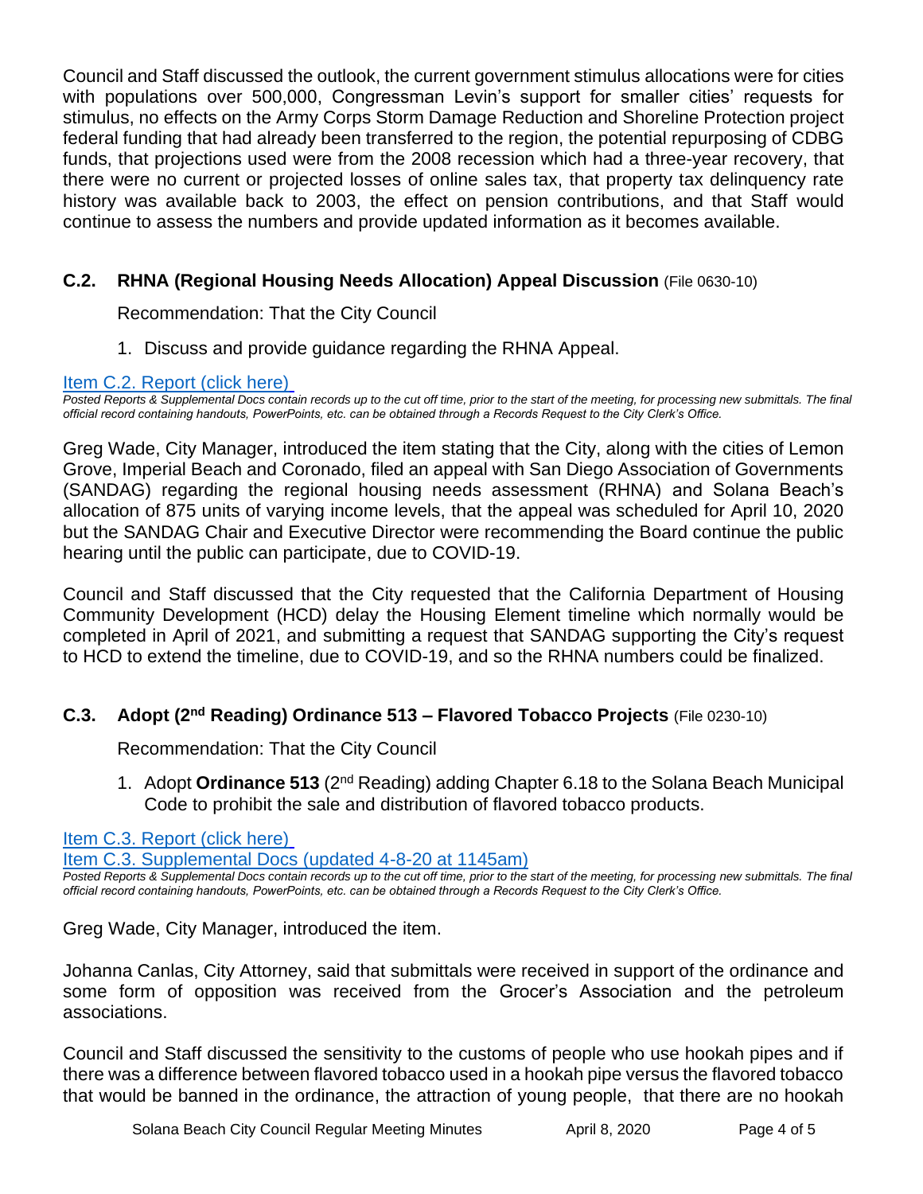Council and Staff discussed the outlook, the current government stimulus allocations were for cities with populations over 500,000, Congressman Levin's support for smaller cities' requests for stimulus, no effects on the Army Corps Storm Damage Reduction and Shoreline Protection project federal funding that had already been transferred to the region, the potential repurposing of CDBG funds, that projections used were from the 2008 recession which had a three-year recovery, that there were no current or projected losses of online sales tax, that property tax delinquency rate history was available back to 2003, the effect on pension contributions, and that Staff would continue to assess the numbers and provide updated information as it becomes available.

### C.2. RHNA (Regional Housing Needs Allocation) Appeal Discussion (File 0630-10)

Recommendation: That the City Council

1. Discuss and provide guidance regarding the RHNA Appeal.

[Item C.2. Report (click here)]

*Posted Reports & Supplemental Docs contain records up to the cut off time, prior to the start of the meeting, for processing new submittals. The final official record containing handouts, PowerPoints, etc. can be obtained through a Records Request to the City Clerk's Office.*

Greg Wade, City Manager, introduced the item stating that the City, along with the cities of Lemon Grove, Imperial Beach and Coronado, filed an appeal with San Diego Association of Governments (SANDAG) regarding the regional housing needs assessment (RHNA) and Solana Beach's allocation of 875 units of varying income levels, that the appeal was scheduled for April 10, 2020 but the SANDAG Chair and Executive Director were recommending the Board continue the public hearing until the public can participate, due to COVID-19.

Council and Staff discussed that the City requested that the California Department of Housing Community Development (HCD) delay the Housing Element timeline which normally would be completed in April of 2021, and submitting a request that SANDAG supporting the City's request to HCD to extend the timeline, due to COVID-19, and so the RHNA numbers could be finalized.

### C.3. Adopt (2nd Reading) Ordinance 513 – Flavored Tobacco Projects (File 0230-10)

Recommendation: That the City Council

1. Adopt **Ordinance 513** (2nd Reading) adding Chapter 6.18 to the Solana Beach Municipal Code to prohibit the sale and distribution of flavored tobacco products.

[Item C.3. Report (click here)]
[Item C.3. Supplemental Docs (updated 4-8-20 at 1145am)]

*Posted Reports & Supplemental Docs contain records up to the cut off time, prior to the start of the meeting, for processing new submittals. The final official record containing handouts, PowerPoints, etc. can be obtained through a Records Request to the City Clerk's Office.*

Greg Wade, City Manager, introduced the item.

Johanna Canlas, City Attorney, said that submittals were received in support of the ordinance and some form of opposition was received from the Grocer's Association and the petroleum associations.

Council and Staff discussed the sensitivity to the customs of people who use hookah pipes and if there was a difference between flavored tobacco used in a hookah pipe versus the flavored tobacco that would be banned in the ordinance, the attraction of young people, that there are no hookah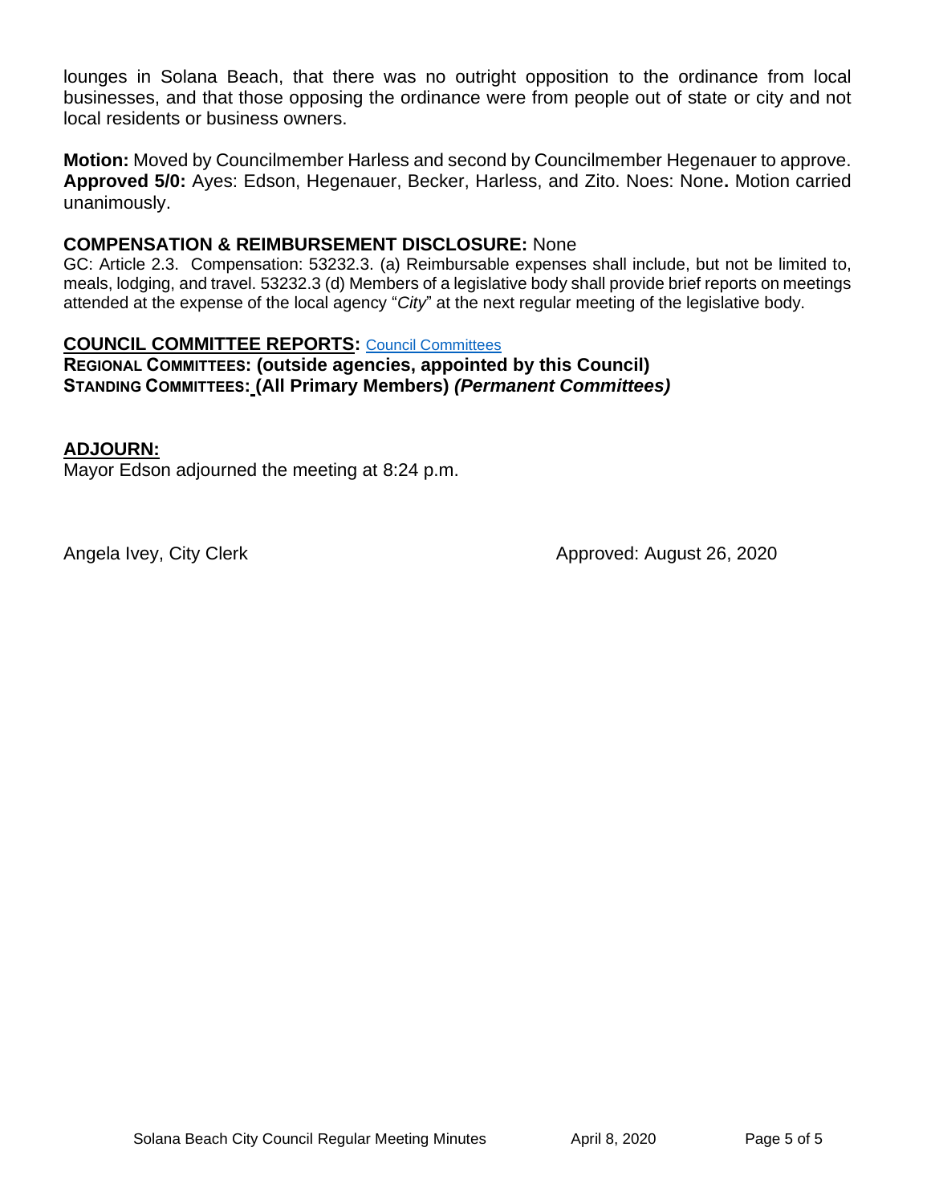lounges in Solana Beach, that there was no outright opposition to the ordinance from local businesses, and that those opposing the ordinance were from people out of state or city and not local residents or business owners.

**Motion:** Moved by Councilmember Harless and second by Councilmember Hegenauer to approve. **Approved 5/0:** Ayes: Edson, Hegenauer, Becker, Harless, and Zito. Noes: None**.** Motion carried unanimously.

## COMPENSATION & REIMBURSEMENT DISCLOSURE: None

GC: Article 2.3. Compensation: 53232.3. (a) Reimbursable expenses shall include, but not be limited to, meals, lodging, and travel. 53232.3 (d) Members of a legislative body shall provide brief reports on meetings attended at the expense of the local agency "*City*" at the next regular meeting of the legislative body.

## COUNCIL COMMITTEE REPORTS: Council Committees

**REGIONAL COMMITTEES: (outside agencies, appointed by this Council)**
**STANDING COMMITTEES: (All Primary Members)** ***(Permanent Committees)***

## ADJOURN:

Mayor Edson adjourned the meeting at 8:24 p.m.

Angela Ivey, City Clerk Approved: August 26, 2020